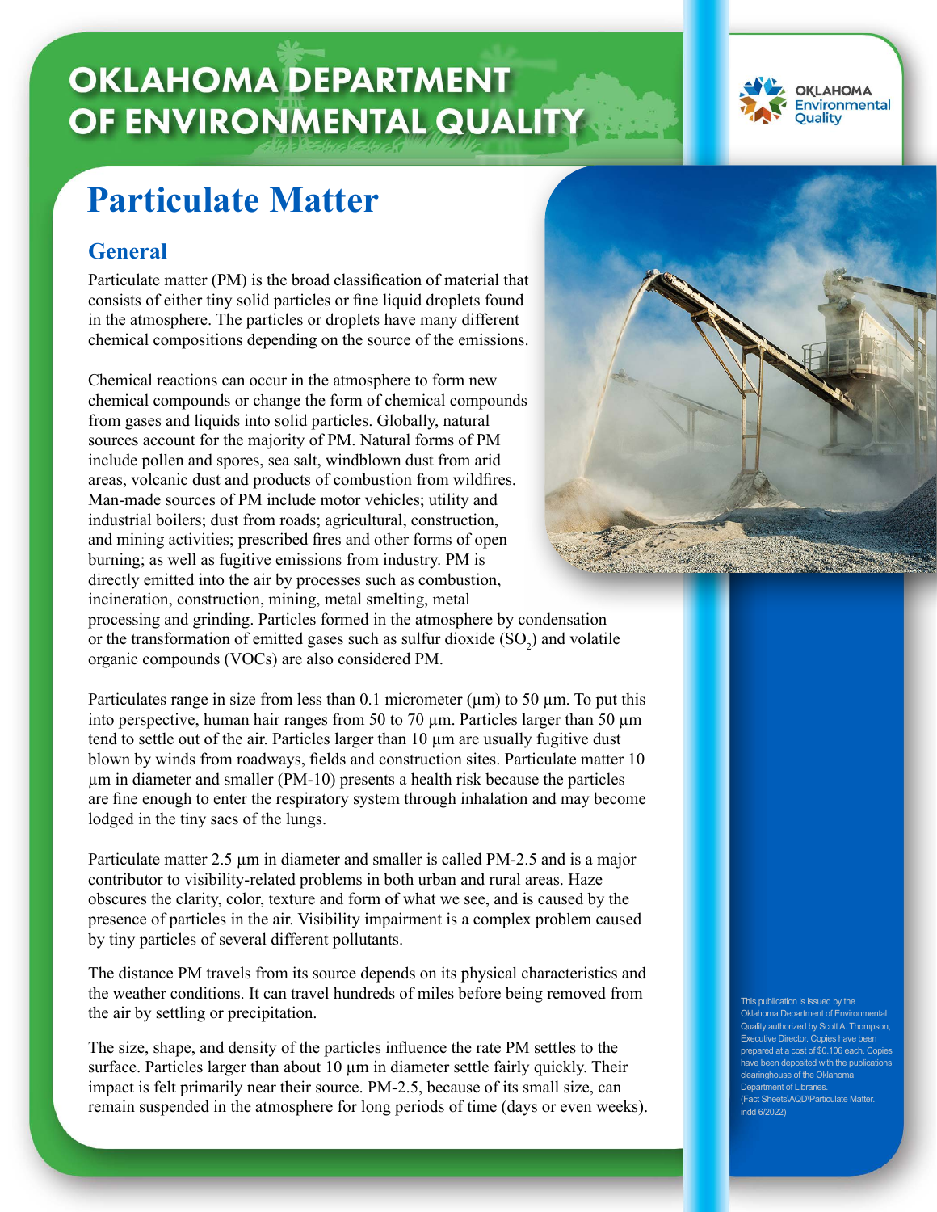# OKLAHOMA DEPARTMENT OF ENVIRONMENTAL QUALITY

OKLAHOMA Environmental Quality

# Particulate Matter

## General

Particulate matter (PM) is the broad classification of material that consists of either tiny solid particles or fine liquid droplets found in the atmosphere. The particles or droplets have many different chemical compositions depending on the source of the emissions.

Chemical reactions can occur in the atmosphere to form new chemical compounds or change the form of chemical compounds from gases and liquids into solid particles. Globally, natural sources account for the majority of PM. Natural forms of PM include pollen and spores, sea salt, windblown dust from arid areas, volcanic dust and products of combustion from wildfires. Man-made sources of PM include motor vehicles; utility and industrial boilers; dust from roads; agricultural, construction, and mining activities; prescribed fires and other forms of open burning; as well as fugitive emissions from industry. PM is directly emitted into the air by processes such as combustion, incineration, construction, mining, metal smelting, metal processing and grinding. Particles formed in the atmosphere by condensation or the transformation of emitted gases such as sulfur dioxide ($SO_2$) and volatile organic compounds (VOCs) are also considered PM.

Particulates range in size from less than 0.1 micrometer (µm) to 50 µm. To put this into perspective, human hair ranges from 50 to 70 µm. Particles larger than 50 µm tend to settle out of the air. Particles larger than 10 µm are usually fugitive dust blown by winds from roadways, fields and construction sites. Particulate matter 10 µm in diameter and smaller (PM-10) presents a health risk because the particles are fine enough to enter the respiratory system through inhalation and may become lodged in the tiny sacs of the lungs.

Particulate matter 2.5 µm in diameter and smaller is called PM-2.5 and is a major contributor to visibility-related problems in both urban and rural areas. Haze obscures the clarity, color, texture and form of what we see, and is caused by the presence of particles in the air. Visibility impairment is a complex problem caused by tiny particles of several different pollutants.

The distance PM travels from its source depends on its physical characteristics and the weather conditions. It can travel hundreds of miles before being removed from the air by settling or precipitation.

The size, shape, and density of the particles influence the rate PM settles to the surface. Particles larger than about 10 µm in diameter settle fairly quickly. Their impact is felt primarily near their source. PM-2.5, because of its small size, can remain suspended in the atmosphere for long periods of time (days or even weeks).

This publication is issued by the Oklahoma Department of Environmental Quality authorized by Scott A. Thompson, Executive Director. Copies have been prepared at a cost of $0.106 each. Copies have been deposited with the publications clearinghouse of the Oklahoma Department of Libraries. (Fact Sheets\AQD\Particulate Matter.indd 6/2022)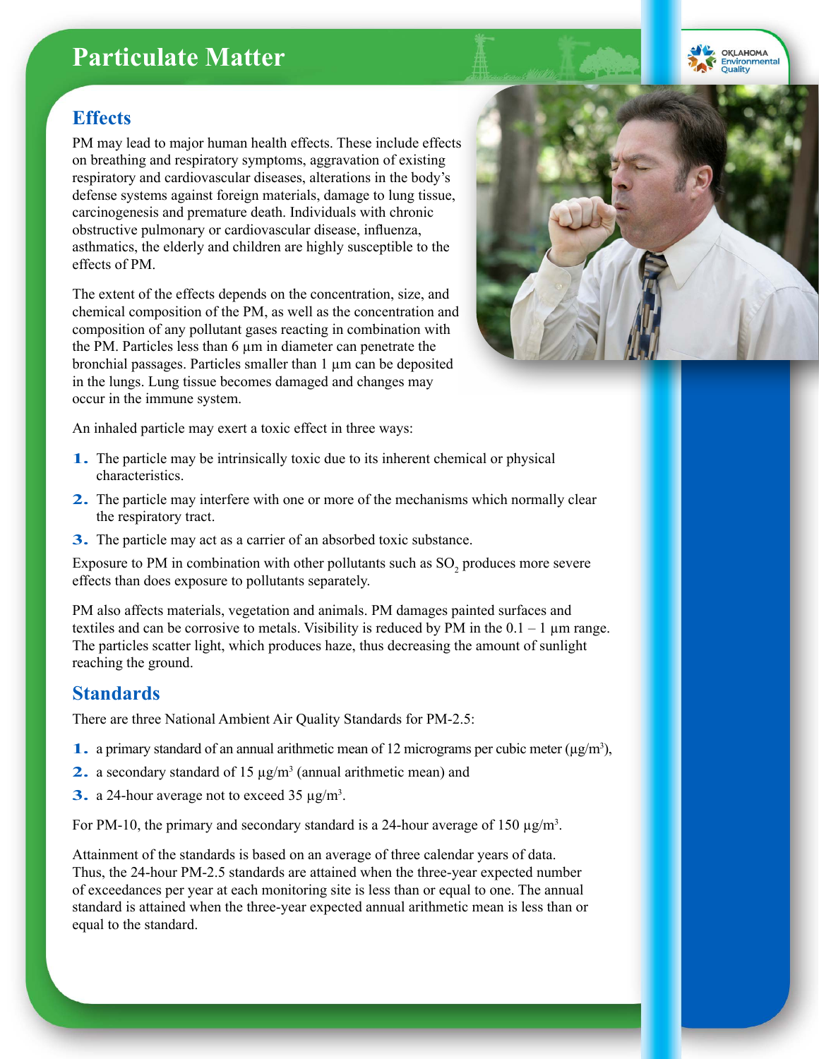# Particulate Matter

## Effects

PM may lead to major human health effects. These include effects on breathing and respiratory symptoms, aggravation of existing respiratory and cardiovascular diseases, alterations in the body's defense systems against foreign materials, damage to lung tissue, carcinogenesis and premature death. Individuals with chronic obstructive pulmonary or cardiovascular disease, influenza, asthmatics, the elderly and children are highly susceptible to the effects of PM.

The extent of the effects depends on the concentration, size, and chemical composition of the PM, as well as the concentration and composition of any pollutant gases reacting in combination with the PM. Particles less than 6 µm in diameter can penetrate the bronchial passages. Particles smaller than 1 µm can be deposited in the lungs. Lung tissue becomes damaged and changes may occur in the immune system.

An inhaled particle may exert a toxic effect in three ways:

1. The particle may be intrinsically toxic due to its inherent chemical or physical characteristics.
2. The particle may interfere with one or more of the mechanisms which normally clear the respiratory tract.
3. The particle may act as a carrier of an absorbed toxic substance.

Exposure to PM in combination with other pollutants such as $SO_2$ produces more severe effects than does exposure to pollutants separately.

PM also affects materials, vegetation and animals. PM damages painted surfaces and textiles and can be corrosive to metals. Visibility is reduced by PM in the 0.1 – 1 µm range. The particles scatter light, which produces haze, thus decreasing the amount of sunlight reaching the ground.

## Standards

There are three National Ambient Air Quality Standards for PM-2.5:

1. a primary standard of an annual arithmetic mean of 12 micrograms per cubic meter (µg/m$^3$),
2. a secondary standard of 15 µg/m$^3$ (annual arithmetic mean) and
3. a 24-hour average not to exceed 35 µg/m$^3$.

For PM-10, the primary and secondary standard is a 24-hour average of 150 µg/m$^3$.

Attainment of the standards is based on an average of three calendar years of data. Thus, the 24-hour PM-2.5 standards are attained when the three-year expected number of exceedances per year at each monitoring site is less than or equal to one. The annual standard is attained when the three-year expected annual arithmetic mean is less than or equal to the standard.